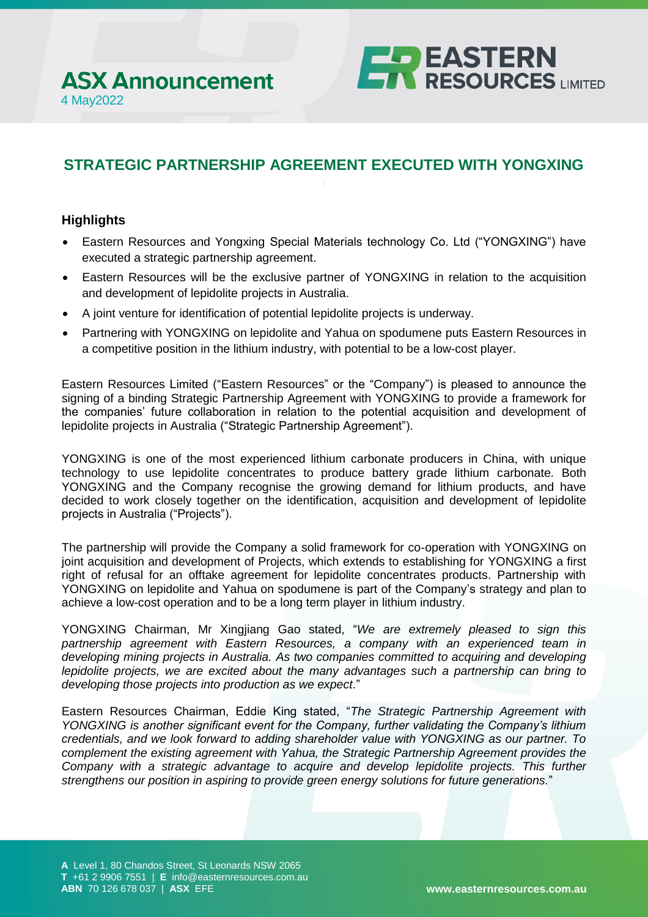# ASX Announcement

4 May2022

## STRATEGIC PARTNERSHIP AGREEMENT EXECUTED WITH YONGXING

### Highlights

- Eastern Resources and Yongxing Special Materials technology Co. Ltd ("YONGXING") have executed a strategic partnership agreement.
- Eastern Resources will be the exclusive partner of YONGXING in relation to the acquisition and development of lepidolite projects in Australia.
- A joint venture for identification of potential lepidolite projects is underway.
- Partnering with YONGXING on lepidolite and Yahua on spodumene puts Eastern Resources in a competitive position in the lithium industry, with potential to be a low-cost player.

Eastern Resources Limited ("Eastern Resources" or the "Company") is pleased to announce the signing of a binding Strategic Partnership Agreement with YONGXING to provide a framework for the companies' future collaboration in relation to the potential acquisition and development of lepidolite projects in Australia ("Strategic Partnership Agreement").

YONGXING is one of the most experienced lithium carbonate producers in China, with unique technology to use lepidolite concentrates to produce battery grade lithium carbonate. Both YONGXING and the Company recognise the growing demand for lithium products, and have decided to work closely together on the identification, acquisition and development of lepidolite projects in Australia ("Projects").

The partnership will provide the Company a solid framework for co-operation with YONGXING on joint acquisition and development of Projects, which extends to establishing for YONGXING a first right of refusal for an offtake agreement for lepidolite concentrates products. Partnership with YONGXING on lepidolite and Yahua on spodumene is part of the Company's strategy and plan to achieve a low-cost operation and to be a long term player in lithium industry.

YONGXING Chairman, Mr Xingjiang Gao stated, "*We are extremely pleased to sign this partnership agreement with Eastern Resources, a company with an experienced team in developing mining projects in Australia. As two companies committed to acquiring and developing lepidolite projects, we are excited about the many advantages such a partnership can bring to developing those projects into production as we expect.*"

Eastern Resources Chairman, Eddie King stated, "*The Strategic Partnership Agreement with YONGXING is another significant event for the Company, further validating the Company's lithium credentials, and we look forward to adding shareholder value with YONGXING as our partner. To complement the existing agreement with Yahua, the Strategic Partnership Agreement provides the Company with a strategic advantage to acquire and develop lepidolite projects. This further strengthens our position in aspiring to provide green energy solutions for future generations.*"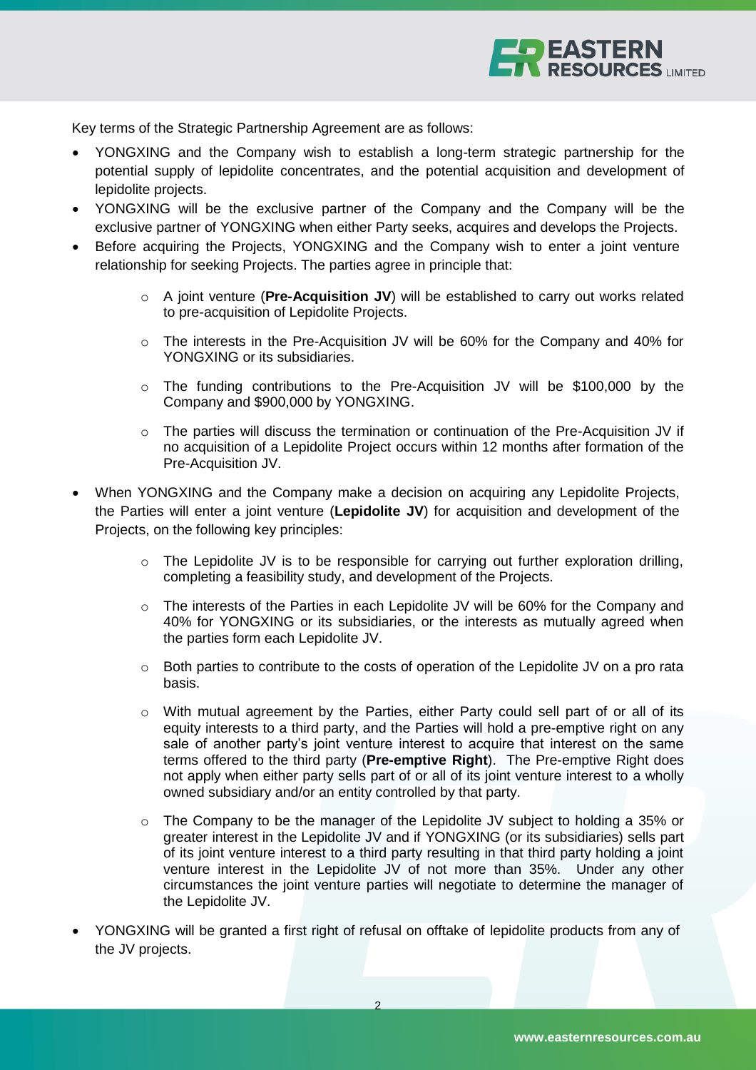Key terms of the Strategic Partnership Agreement are as follows:

- YONGXING and the Company wish to establish a long-term strategic partnership for the potential supply of lepidolite concentrates, and the potential acquisition and development of lepidolite projects.
- YONGXING will be the exclusive partner of the Company and the Company will be the exclusive partner of YONGXING when either Party seeks, acquires and develops the Projects.
- Before acquiring the Projects, YONGXING and the Company wish to enter a joint venture relationship for seeking Projects. The parties agree in principle that:
    - A joint venture (**Pre-Acquisition JV**) will be established to carry out works related to pre-acquisition of Lepidolite Projects.
    - The interests in the Pre-Acquisition JV will be 60% for the Company and 40% for YONGXING or its subsidiaries.
    - The funding contributions to the Pre-Acquisition JV will be $100,000 by the Company and $900,000 by YONGXING.
    - The parties will discuss the termination or continuation of the Pre-Acquisition JV if no acquisition of a Lepidolite Project occurs within 12 months after formation of the Pre-Acquisition JV.
- When YONGXING and the Company make a decision on acquiring any Lepidolite Projects, the Parties will enter a joint venture (**Lepidolite JV**) for acquisition and development of the Projects, on the following key principles:
    - The Lepidolite JV is to be responsible for carrying out further exploration drilling, completing a feasibility study, and development of the Projects.
    - The interests of the Parties in each Lepidolite JV will be 60% for the Company and 40% for YONGXING or its subsidiaries, or the interests as mutually agreed when the parties form each Lepidolite JV.
    - Both parties to contribute to the costs of operation of the Lepidolite JV on a pro rata basis.
    - With mutual agreement by the Parties, either Party could sell part of or all of its equity interests to a third party, and the Parties will hold a pre-emptive right on any sale of another party's joint venture interest to acquire that interest on the same terms offered to the third party (**Pre-emptive Right**). The Pre-emptive Right does not apply when either party sells part of or all of its joint venture interest to a wholly owned subsidiary and/or an entity controlled by that party.
    - The Company to be the manager of the Lepidolite JV subject to holding a 35% or greater interest in the Lepidolite JV and if YONGXING (or its subsidiaries) sells part of its joint venture interest to a third party resulting in that third party holding a joint venture interest in the Lepidolite JV of not more than 35%. Under any other circumstances the joint venture parties will negotiate to determine the manager of the Lepidolite JV.
- YONGXING will be granted a first right of refusal on offtake of lepidolite products from any of the JV projects.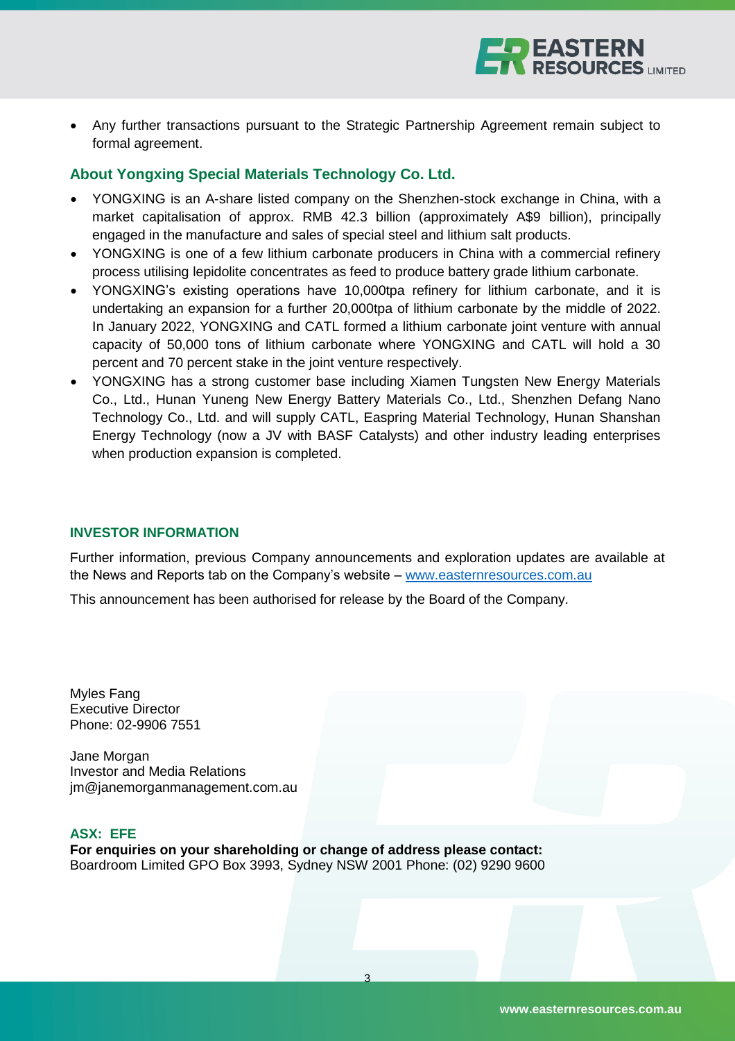- Any further transactions pursuant to the Strategic Partnership Agreement remain subject to formal agreement.

## About Yongxing Special Materials Technology Co. Ltd.

- YONGXING is an A-share listed company on the Shenzhen-stock exchange in China, with a market capitalisation of approx. RMB 42.3 billion (approximately A$9 billion), principally engaged in the manufacture and sales of special steel and lithium salt products.
- YONGXING is one of a few lithium carbonate producers in China with a commercial refinery process utilising lepidolite concentrates as feed to produce battery grade lithium carbonate.
- YONGXING's existing operations have 10,000tpa refinery for lithium carbonate, and it is undertaking an expansion for a further 20,000tpa of lithium carbonate by the middle of 2022. In January 2022, YONGXING and CATL formed a lithium carbonate joint venture with annual capacity of 50,000 tons of lithium carbonate where YONGXING and CATL will hold a 30 percent and 70 percent stake in the joint venture respectively.
- YONGXING has a strong customer base including Xiamen Tungsten New Energy Materials Co., Ltd., Hunan Yuneng New Energy Battery Materials Co., Ltd., Shenzhen Defang Nano Technology Co., Ltd. and will supply CATL, Easpring Material Technology, Hunan Shanshan Energy Technology (now a JV with BASF Catalysts) and other industry leading enterprises when production expansion is completed.

### INVESTOR INFORMATION

Further information, previous Company announcements and exploration updates are available at the News and Reports tab on the Company's website – www.easternresources.com.au

This announcement has been authorised for release by the Board of the Company.

Myles Fang
Executive Director
Phone: 02-9906 7551

Jane Morgan
Investor and Media Relations
jm@janemorganmanagement.com.au

**ASX: EFE**

**For enquiries on your shareholding or change of address please contact:**
Boardroom Limited GPO Box 3993, Sydney NSW 2001 Phone: (02) 9290 9600